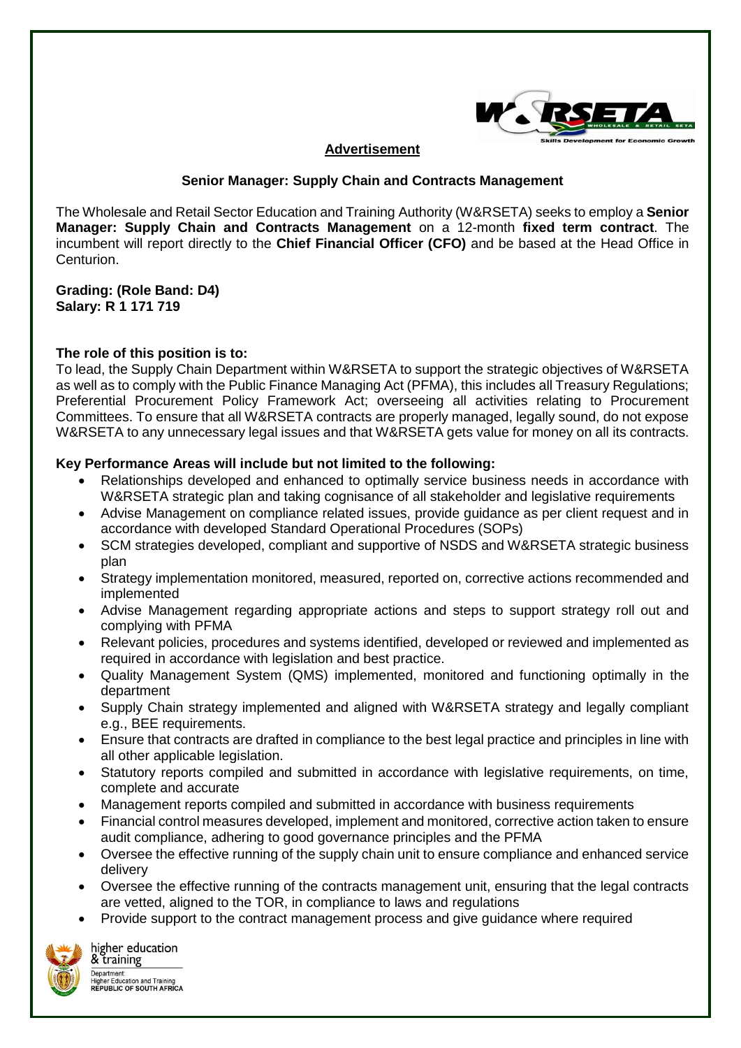## Advertisement

### Senior Manager: Supply Chain and Contracts Management

The Wholesale and Retail Sector Education and Training Authority (W&RSETA) seeks to employ a **Senior Manager: Supply Chain and Contracts Management** on a 12-month **fixed term contract**. The incumbent will report directly to the **Chief Financial Officer (CFO)** and be based at the Head Office in Centurion.

**Grading: (Role Band: D4)**
**Salary: R 1 171 719**

**The role of this position is to:**
To lead, the Supply Chain Department within W&RSETA to support the strategic objectives of W&RSETA as well as to comply with the Public Finance Managing Act (PFMA), this includes all Treasury Regulations; Preferential Procurement Policy Framework Act; overseeing all activities relating to Procurement Committees. To ensure that all W&RSETA contracts are properly managed, legally sound, do not expose W&RSETA to any unnecessary legal issues and that W&RSETA gets value for money on all its contracts.

**Key Performance Areas will include but not limited to the following:**

- Relationships developed and enhanced to optimally service business needs in accordance with W&RSETA strategic plan and taking cognisance of all stakeholder and legislative requirements
- Advise Management on compliance related issues, provide guidance as per client request and in accordance with developed Standard Operational Procedures (SOPs)
- SCM strategies developed, compliant and supportive of NSDS and W&RSETA strategic business plan
- Strategy implementation monitored, measured, reported on, corrective actions recommended and implemented
- Advise Management regarding appropriate actions and steps to support strategy roll out and complying with PFMA
- Relevant policies, procedures and systems identified, developed or reviewed and implemented as required in accordance with legislation and best practice.
- Quality Management System (QMS) implemented, monitored and functioning optimally in the department
- Supply Chain strategy implemented and aligned with W&RSETA strategy and legally compliant e.g., BEE requirements.
- Ensure that contracts are drafted in compliance to the best legal practice and principles in line with all other applicable legislation.
- Statutory reports compiled and submitted in accordance with legislative requirements, on time, complete and accurate
- Management reports compiled and submitted in accordance with business requirements
- Financial control measures developed, implement and monitored, corrective action taken to ensure audit compliance, adhering to good governance principles and the PFMA
- Oversee the effective running of the supply chain unit to ensure compliance and enhanced service delivery
- Oversee the effective running of the contracts management unit, ensuring that the legal contracts are vetted, aligned to the TOR, in compliance to laws and regulations
- Provide support to the contract management process and give guidance where required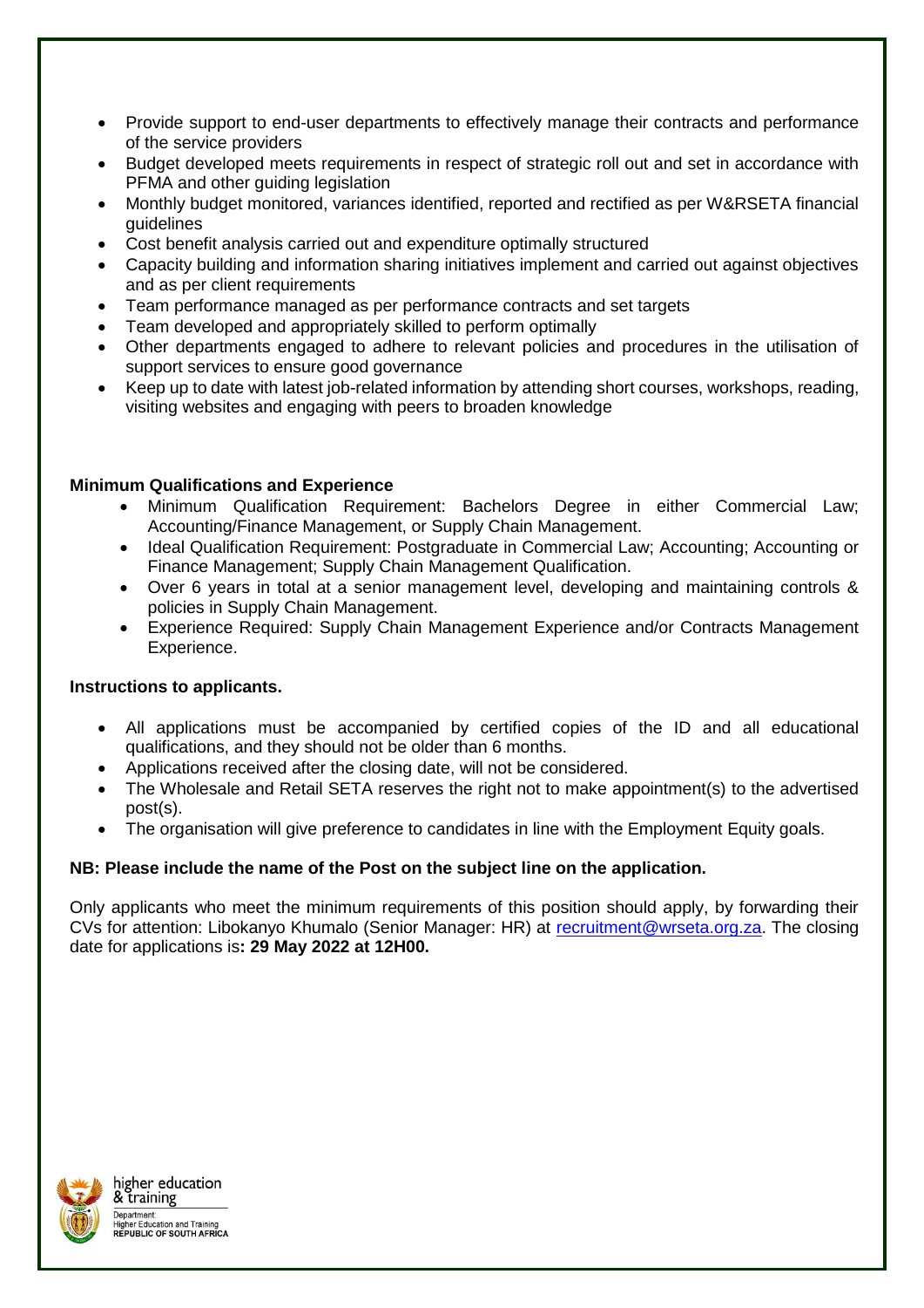- Provide support to end-user departments to effectively manage their contracts and performance of the service providers
- Budget developed meets requirements in respect of strategic roll out and set in accordance with PFMA and other guiding legislation
- Monthly budget monitored, variances identified, reported and rectified as per W&RSETA financial guidelines
- Cost benefit analysis carried out and expenditure optimally structured
- Capacity building and information sharing initiatives implement and carried out against objectives and as per client requirements
- Team performance managed as per performance contracts and set targets
- Team developed and appropriately skilled to perform optimally
- Other departments engaged to adhere to relevant policies and procedures in the utilisation of support services to ensure good governance
- Keep up to date with latest job-related information by attending short courses, workshops, reading, visiting websites and engaging with peers to broaden knowledge

**Minimum Qualifications and Experience**

- Minimum Qualification Requirement: Bachelors Degree in either Commercial Law; Accounting/Finance Management, or Supply Chain Management.
- Ideal Qualification Requirement: Postgraduate in Commercial Law; Accounting; Accounting or Finance Management; Supply Chain Management Qualification.
- Over 6 years in total at a senior management level, developing and maintaining controls & policies in Supply Chain Management.
- Experience Required: Supply Chain Management Experience and/or Contracts Management Experience.

**Instructions to applicants.**

- All applications must be accompanied by certified copies of the ID and all educational qualifications, and they should not be older than 6 months.
- Applications received after the closing date, will not be considered.
- The Wholesale and Retail SETA reserves the right not to make appointment(s) to the advertised post(s).
- The organisation will give preference to candidates in line with the Employment Equity goals.

**NB: Please include the name of the Post on the subject line on the application.**

Only applicants who meet the minimum requirements of this position should apply, by forwarding their CVs for attention: Libokanyo Khumalo (Senior Manager: HR) at recruitment@wrseta.org.za. The closing date for applications is**: 29 May 2022 at 12H00.**

higher education & training
Department:
Higher Education and Training
REPUBLIC OF SOUTH AFRICA